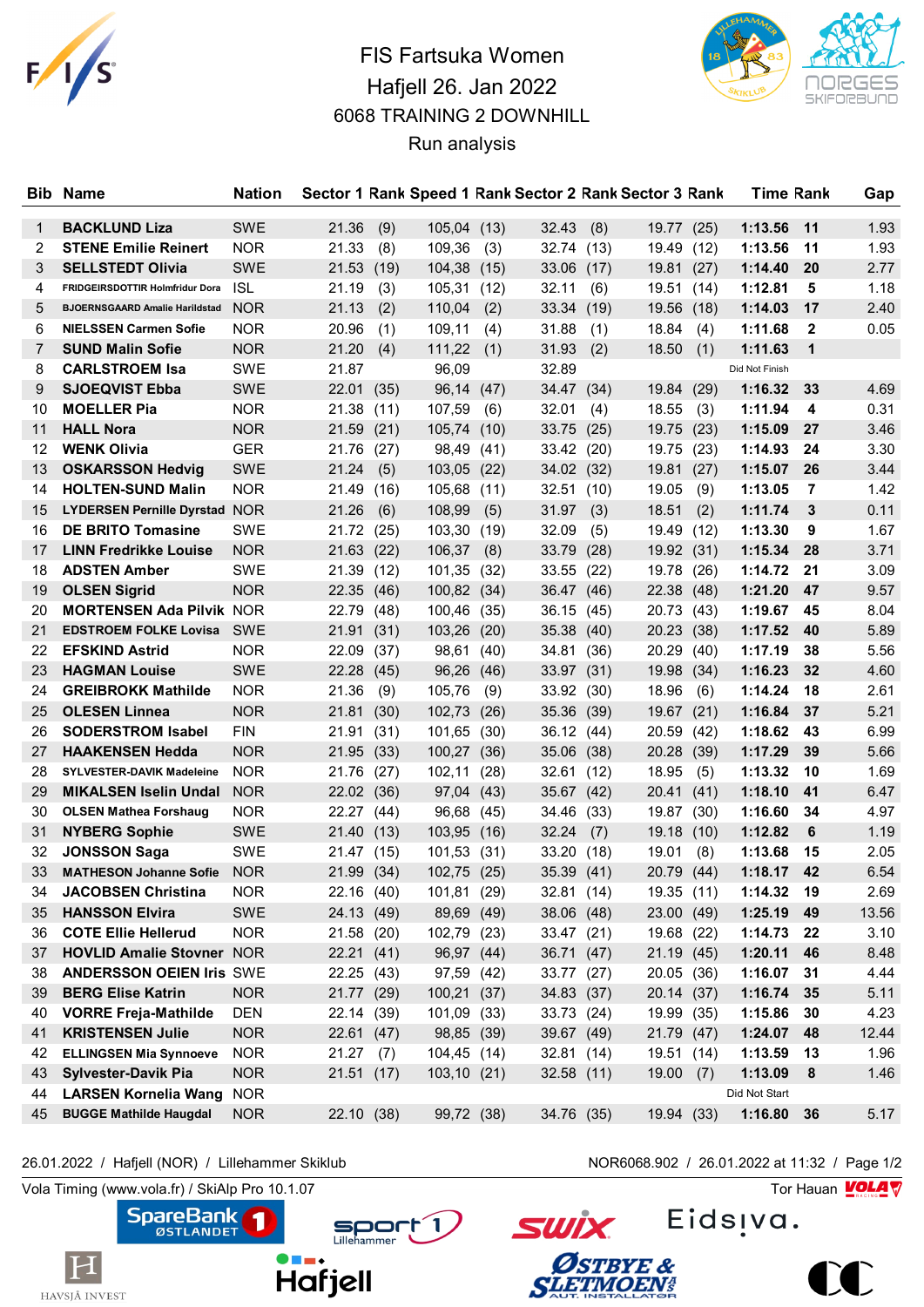# FIS Fartsuka Women

## Hafjell 26. Jan 2022

### 6068 TRAINING 2 DOWNHILL

### Run analysis

| Bib | Name | Nation | Sector 1 | Rank | Speed 1 | Rank | Sector 2 | Rank | Sector 3 | Rank | Time | Rank | Gap |
|---|---|---|---|---|---|---|---|---|---|---|---|---|---|
| 1 | BACKLUND Liza | SWE | 21.36 | (9) | 105,04 | (13) | 32.43 | (8) | 19.77 | (25) | 1:13.56 | 11 | 1.93 |
| 2 | STENE Emilie Reinert | NOR | 21.33 | (8) | 109,36 | (3) | 32.74 | (13) | 19.49 | (12) | 1:13.56 | 11 | 1.93 |
| 3 | SELLSTEDT Olivia | SWE | 21.53 | (19) | 104,38 | (15) | 33.06 | (17) | 19.81 | (27) | 1:14.40 | 20 | 2.77 |
| 4 | FRIDGEIRSDOTTIR Holmfridur Dora | ISL | 21.19 | (3) | 105,31 | (12) | 32.11 | (6) | 19.51 | (14) | 1:12.81 | 5 | 1.18 |
| 5 | BJOERNSGAARD Amalie Harildstad | NOR | 21.13 | (2) | 110,04 | (2) | 33.34 | (19) | 19.56 | (18) | 1:14.03 | 17 | 2.40 |
| 6 | NIELSSEN Carmen Sofie | NOR | 20.96 | (1) | 109,11 | (4) | 31.88 | (1) | 18.84 | (4) | 1:11.68 | 2 | 0.05 |
| 7 | SUND Malin Sofie | NOR | 21.20 | (4) | 111,22 | (1) | 31.93 | (2) | 18.50 | (1) | 1:11.63 | 1 | |
| 8 | CARLSTROEM Isa | SWE | 21.87 | | 96,09 | | 32.89 | | | | Did Not Finish | | |
| 9 | SJOEQVIST Ebba | SWE | 22.01 | (35) | 96,14 | (47) | 34.47 | (34) | 19.84 | (29) | 1:16.32 | 33 | 4.69 |
| 10 | MOELLER Pia | NOR | 21.38 | (11) | 107,59 | (6) | 32.01 | (4) | 18.55 | (3) | 1:11.94 | 4 | 0.31 |
| 11 | HALL Nora | NOR | 21.59 | (21) | 105,74 | (10) | 33.75 | (25) | 19.75 | (23) | 1:15.09 | 27 | 3.46 |
| 12 | WENK Olivia | GER | 21.76 | (27) | 98,49 | (41) | 33.42 | (20) | 19.75 | (23) | 1:14.93 | 24 | 3.30 |
| 13 | OSKARSSON Hedvig | SWE | 21.24 | (5) | 103,05 | (22) | 34.02 | (32) | 19.81 | (27) | 1:15.07 | 26 | 3.44 |
| 14 | HOLTEN-SUND Malin | NOR | 21.49 | (16) | 105,68 | (11) | 32.51 | (10) | 19.05 | (9) | 1:13.05 | 7 | 1.42 |
| 15 | LYDERSEN Pernille Dyrstad | NOR | 21.26 | (6) | 108,99 | (5) | 31.97 | (3) | 18.51 | (2) | 1:11.74 | 3 | 0.11 |
| 16 | DE BRITO Tomasine | SWE | 21.72 | (25) | 103,30 | (19) | 32.09 | (5) | 19.49 | (12) | 1:13.30 | 9 | 1.67 |
| 17 | LINN Fredrikke Louise | NOR | 21.63 | (22) | 106,37 | (8) | 33.79 | (28) | 19.92 | (31) | 1:15.34 | 28 | 3.71 |
| 18 | ADSTEN Amber | SWE | 21.39 | (12) | 101,35 | (32) | 33.55 | (22) | 19.78 | (26) | 1:14.72 | 21 | 3.09 |
| 19 | OLSEN Sigrid | NOR | 22.35 | (46) | 100,82 | (34) | 36.47 | (46) | 22.38 | (48) | 1:21.20 | 47 | 9.57 |
| 20 | MORTENSEN Ada Pilvik | NOR | 22.79 | (48) | 100,46 | (35) | 36.15 | (45) | 20.73 | (43) | 1:19.67 | 45 | 8.04 |
| 21 | EDSTROEM FOLKE Lovisa | SWE | 21.91 | (31) | 103,26 | (20) | 35.38 | (40) | 20.23 | (38) | 1:17.52 | 40 | 5.89 |
| 22 | EFSKIND Astrid | NOR | 22.09 | (37) | 98,61 | (40) | 34.81 | (36) | 20.29 | (40) | 1:17.19 | 38 | 5.56 |
| 23 | HAGMAN Louise | SWE | 22.28 | (45) | 96,26 | (46) | 33.97 | (31) | 19.98 | (34) | 1:16.23 | 32 | 4.60 |
| 24 | GREIBROKK Mathilde | NOR | 21.36 | (9) | 105,76 | (9) | 33.92 | (30) | 18.96 | (6) | 1:14.24 | 18 | 2.61 |
| 25 | OLESEN Linnea | NOR | 21.81 | (30) | 102,73 | (26) | 35.36 | (39) | 19.67 | (21) | 1:16.84 | 37 | 5.21 |
| 26 | SODERSTROM Isabel | FIN | 21.91 | (31) | 101,65 | (30) | 36.12 | (44) | 20.59 | (42) | 1:18.62 | 43 | 6.99 |
| 27 | HAAKENSEN Hedda | NOR | 21.95 | (33) | 100,27 | (36) | 35.06 | (38) | 20.28 | (39) | 1:17.29 | 39 | 5.66 |
| 28 | SYLVESTER-DAVIK Madeleine | NOR | 21.76 | (27) | 102,11 | (28) | 32.61 | (12) | 18.95 | (5) | 1:13.32 | 10 | 1.69 |
| 29 | MIKALSEN Iselin Undal | NOR | 22.02 | (36) | 97,04 | (43) | 35.67 | (42) | 20.41 | (41) | 1:18.10 | 41 | 6.47 |
| 30 | OLSEN Mathea Forshaug | NOR | 22.27 | (44) | 96,68 | (45) | 34.46 | (33) | 19.87 | (30) | 1:16.60 | 34 | 4.97 |
| 31 | NYBERG Sophie | SWE | 21.40 | (13) | 103,95 | (16) | 32.24 | (7) | 19.18 | (10) | 1:12.82 | 6 | 1.19 |
| 32 | JONSSON Saga | SWE | 21.47 | (15) | 101,53 | (31) | 33.20 | (18) | 19.01 | (8) | 1:13.68 | 15 | 2.05 |
| 33 | MATHESON Johanne Sofie | NOR | 21.99 | (34) | 102,75 | (25) | 35.39 | (41) | 20.79 | (44) | 1:18.17 | 42 | 6.54 |
| 34 | JACOBSEN Christina | NOR | 22.16 | (40) | 101,81 | (29) | 32.81 | (14) | 19.35 | (11) | 1:14.32 | 19 | 2.69 |
| 35 | HANSSON Elvira | SWE | 24.13 | (49) | 89,69 | (49) | 38.06 | (48) | 23.00 | (49) | 1:25.19 | 49 | 13.56 |
| 36 | COTE Ellie Hellerud | NOR | 21.58 | (20) | 102,79 | (23) | 33.47 | (21) | 19.68 | (22) | 1:14.73 | 22 | 3.10 |
| 37 | HOVLID Amalie Stovner | NOR | 22.21 | (41) | 96,97 | (44) | 36.71 | (47) | 21.19 | (45) | 1:20.11 | 46 | 8.48 |
| 38 | ANDERSSON OEIEN Iris | SWE | 22.25 | (43) | 97,59 | (42) | 33.77 | (27) | 20.05 | (36) | 1:16.07 | 31 | 4.44 |
| 39 | BERG Elise Katrin | NOR | 21.77 | (29) | 100,21 | (37) | 34.83 | (37) | 20.14 | (37) | 1:16.74 | 35 | 5.11 |
| 40 | VORRE Freja-Mathilde | DEN | 22.14 | (39) | 101,09 | (33) | 33.73 | (24) | 19.99 | (35) | 1:15.86 | 30 | 4.23 |
| 41 | KRISTENSEN Julie | NOR | 22.61 | (47) | 98,85 | (39) | 39.67 | (49) | 21.79 | (47) | 1:24.07 | 48 | 12.44 |
| 42 | ELLINGSEN Mia Synnoeve | NOR | 21.27 | (7) | 104,45 | (14) | 32.81 | (14) | 19.51 | (14) | 1:13.59 | 13 | 1.96 |
| 43 | Sylvester-Davik Pia | NOR | 21.51 | (17) | 103,10 | (21) | 32.58 | (11) | 19.00 | (7) | 1:13.09 | 8 | 1.46 |
| 44 | LARSEN Kornelia Wang | NOR | | | | | | | | | Did Not Start | | |
| 45 | BUGGE Mathilde Haugdal | NOR | 22.10 | (38) | 99,72 | (38) | 34.76 | (35) | 19.94 | (33) | 1:16.80 | 36 | 5.17 |

26.01.2022 / Hafjell (NOR) / Lillehammer Skiklub — NOR6068.902 / 26.01.2022 at 11:32

Vola Timing (www.vola.fr) / SkiAlp Pro 10.1.07 — Tor Hauan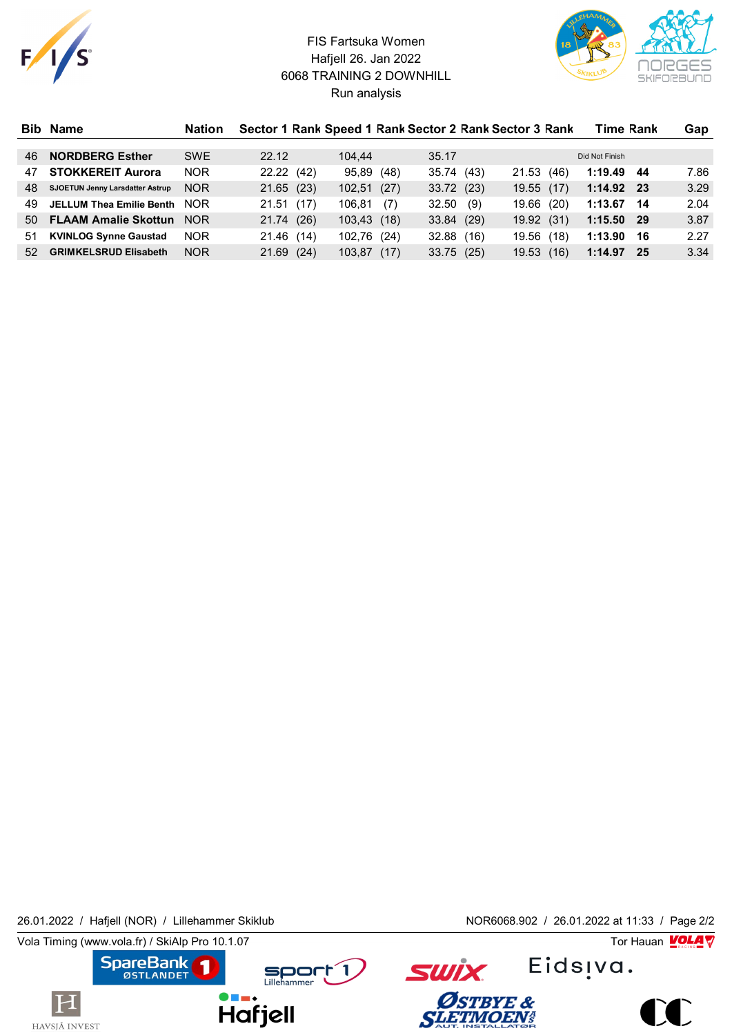FIS Fartsuka Women
Hafjell 26. Jan 2022
6068 TRAINING 2 DOWNHILL
Run analysis

| Bib | Name | Nation | Sector 1 | Rank | Speed 1 | Rank | Sector 2 | Rank | Sector 3 | Rank | Time | Rank | Gap |
|---|---|---|---|---|---|---|---|---|---|---|---|---|---|
| 46 | **NORDBERG Esther** | SWE | 22.12 | | 104,44 | | 35.17 | | | | Did Not Finish | | |
| 47 | **STOKKEREIT Aurora** | NOR | 22.22 | (42) | 95,89 | (48) | 35.74 | (43) | 21.53 | (46) | **1:19.49** | **44** | 7.86 |
| 48 | **SJOETUN Jenny Larsdatter Astrup** | NOR | 21.65 | (23) | 102,51 | (27) | 33.72 | (23) | 19.55 | (17) | **1:14.92** | **23** | 3.29 |
| 49 | **JELLUM Thea Emilie Benth** | NOR | 21.51 | (17) | 106,81 | (7) | 32.50 | (9) | 19.66 | (20) | **1:13.67** | **14** | 2.04 |
| 50 | **FLAAM Amalie Skottun** | NOR | 21.74 | (26) | 103,43 | (18) | 33.84 | (29) | 19.92 | (31) | **1:15.50** | **29** | 3.87 |
| 51 | **KVINLOG Synne Gaustad** | NOR | 21.46 | (14) | 102,76 | (24) | 32.88 | (16) | 19.56 | (18) | **1:13.90** | **16** | 2.27 |
| 52 | **GRIMKELSRUD Elisabeth** | NOR | 21.69 | (24) | 103,87 | (17) | 33.75 | (25) | 19.53 | (16) | **1:14.97** | **25** | 3.34 |

26.01.2022 / Hafjell (NOR) / Lillehammer Skiklub — NOR6068.902 / 26.01.2022 at 11:33

Vola Timing (www.vola.fr) / SkiAlp Pro 10.1.07 — Tor Hauan